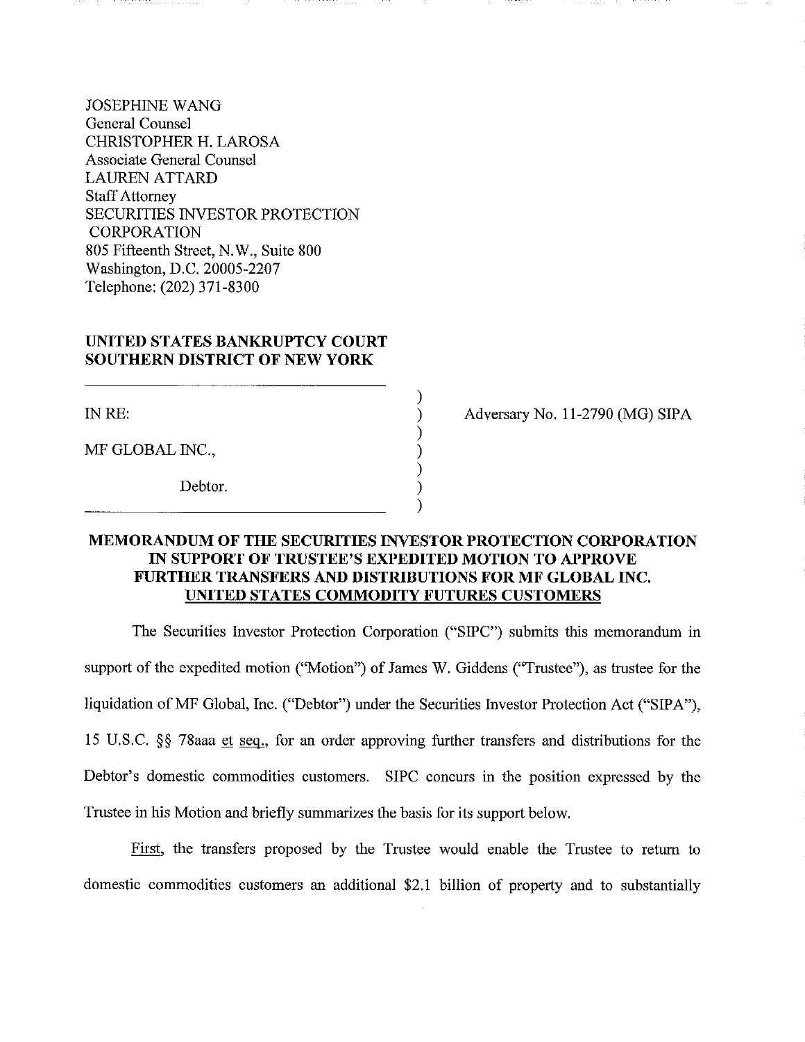JOSEPHINE WANG
General Counsel
CHRISTOPHER H. LAROSA
Associate General Counsel
LAUREN ATTARD
Staff Attorney
SECURITIES INVESTOR PROTECTION CORPORATION
805 Fifteenth Street, N.W., Suite 800
Washington, D.C. 20005-2207
Telephone: (202) 371-8300

**UNITED STATES BANKRUPTCY COURT**
**SOUTHERN DISTRICT OF NEW YORK**

IN RE:

MF GLOBAL INC.,

Debtor.

Adversary No. 11-2790 (MG) SIPA

**MEMORANDUM OF THE SECURITIES INVESTOR PROTECTION CORPORATION IN SUPPORT OF TRUSTEE'S EXPEDITED MOTION TO APPROVE FURTHER TRANSFERS AND DISTRIBUTIONS FOR MF GLOBAL INC. UNITED STATES COMMODITY FUTURES CUSTOMERS**

The Securities Investor Protection Corporation ("SIPC") submits this memorandum in support of the expedited motion ("Motion") of James W. Giddens ("Trustee"), as trustee for the liquidation of MF Global, Inc. ("Debtor") under the Securities Investor Protection Act ("SIPA"), 15 U.S.C. §§ 78aaa et seq., for an order approving further transfers and distributions for the Debtor's domestic commodities customers. SIPC concurs in the position expressed by the Trustee in his Motion and briefly summarizes the basis for its support below.

First, the transfers proposed by the Trustee would enable the Trustee to return to domestic commodities customers an additional $2.1 billion of property and to substantially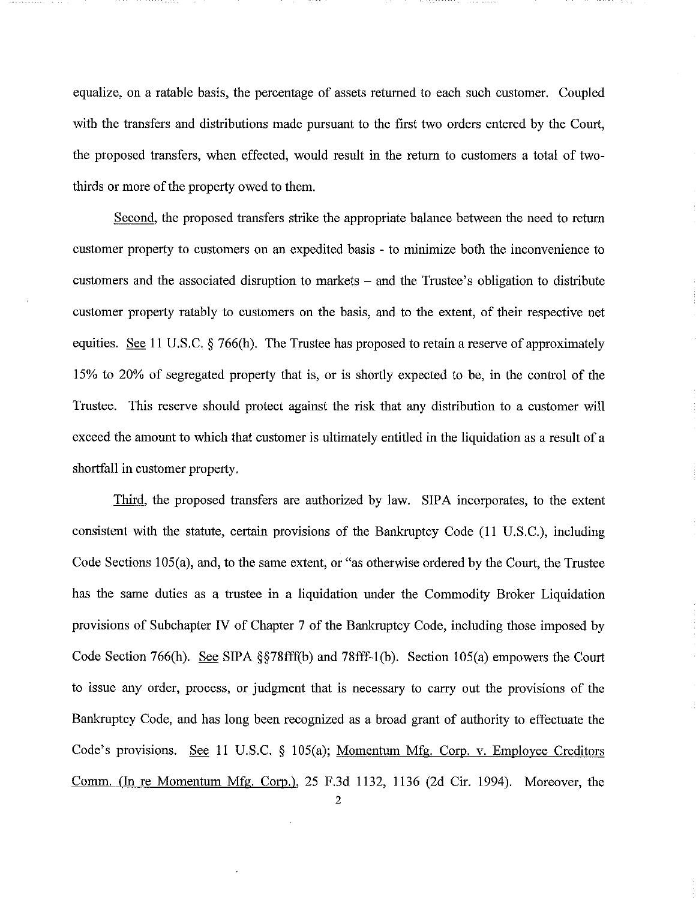equalize, on a ratable basis, the percentage of assets returned to each such customer. Coupled with the transfers and distributions made pursuant to the first two orders entered by the Court, the proposed transfers, when effected, would result in the return to customers a total of two-thirds or more of the property owed to them.

Second, the proposed transfers strike the appropriate balance between the need to return customer property to customers on an expedited basis - to minimize both the inconvenience to customers and the associated disruption to markets – and the Trustee's obligation to distribute customer property ratably to customers on the basis, and to the extent, of their respective net equities. See 11 U.S.C. § 766(h). The Trustee has proposed to retain a reserve of approximately 15% to 20% of segregated property that is, or is shortly expected to be, in the control of the Trustee. This reserve should protect against the risk that any distribution to a customer will exceed the amount to which that customer is ultimately entitled in the liquidation as a result of a shortfall in customer property.

Third, the proposed transfers are authorized by law. SIPA incorporates, to the extent consistent with the statute, certain provisions of the Bankruptcy Code (11 U.S.C.), including Code Sections 105(a), and, to the same extent, or "as otherwise ordered by the Court, the Trustee has the same duties as a trustee in a liquidation under the Commodity Broker Liquidation provisions of Subchapter IV of Chapter 7 of the Bankruptcy Code, including those imposed by Code Section 766(h). See SIPA §§78fff(b) and 78fff-1(b). Section 105(a) empowers the Court to issue any order, process, or judgment that is necessary to carry out the provisions of the Bankruptcy Code, and has long been recognized as a broad grant of authority to effectuate the Code's provisions. See 11 U.S.C. § 105(a); Momentum Mfg. Corp. v. Employee Creditors Comm. (In re Momentum Mfg. Corp.), 25 F.3d 1132, 1136 (2d Cir. 1994). Moreover, the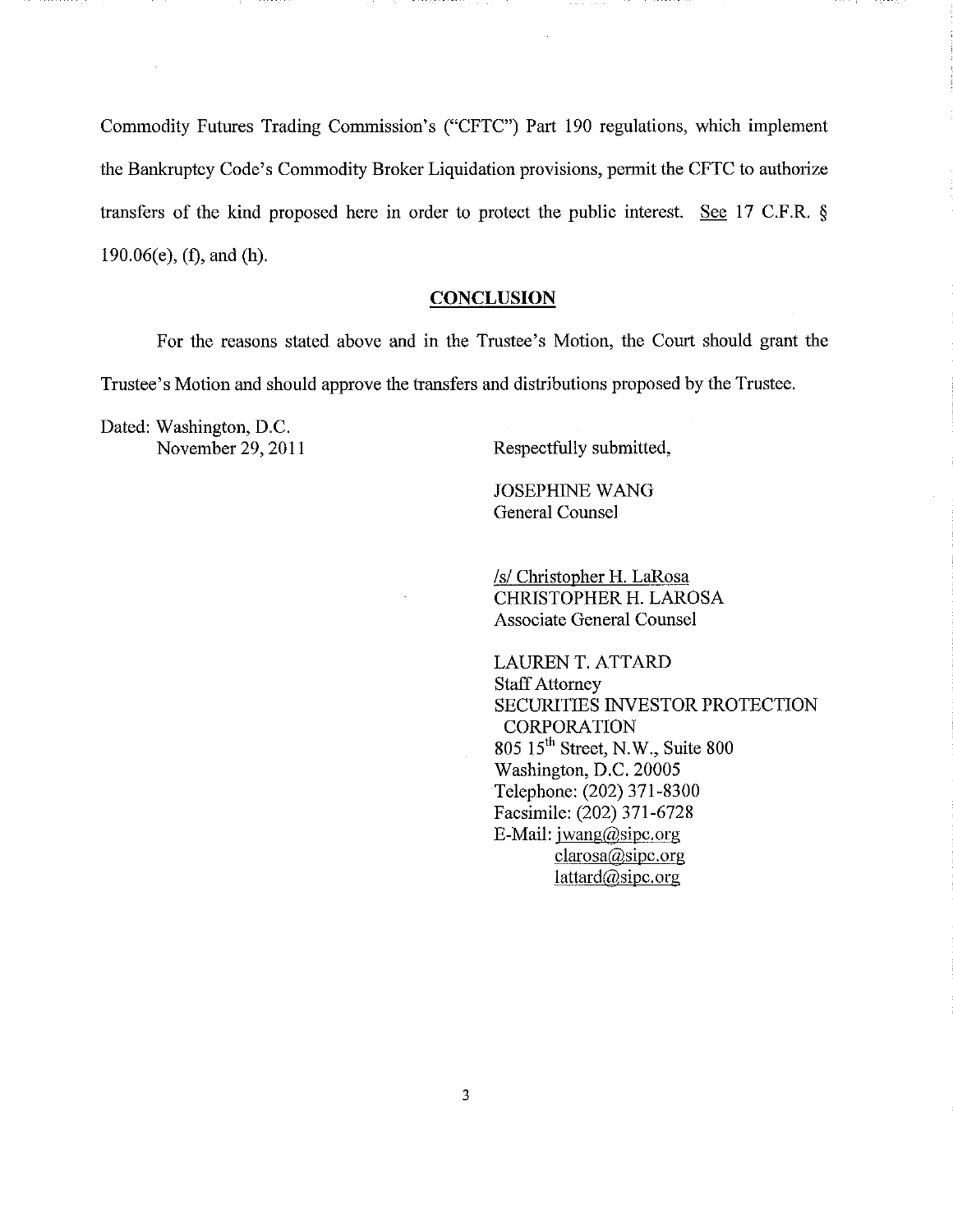Commodity Futures Trading Commission's ("CFTC") Part 190 regulations, which implement the Bankruptcy Code's Commodity Broker Liquidation provisions, permit the CFTC to authorize transfers of the kind proposed here in order to protect the public interest. See 17 C.F.R. § 190.06(e), (f), and (h).

## CONCLUSION

For the reasons stated above and in the Trustee's Motion, the Court should grant the Trustee's Motion and should approve the transfers and distributions proposed by the Trustee.

Dated: Washington, D.C.
November 29, 2011

Respectfully submitted,

JOSEPHINE WANG
General Counsel

/s/ Christopher H. LaRosa
CHRISTOPHER H. LAROSA
Associate General Counsel

LAUREN T. ATTARD
Staff Attorney
SECURITIES INVESTOR PROTECTION CORPORATION
805 15th Street, N.W., Suite 800
Washington, D.C. 20005
Telephone: (202) 371-8300
Facsimile: (202) 371-6728
E-Mail: jwang@sipc.org
clarosa@sipc.org
lattard@sipc.org